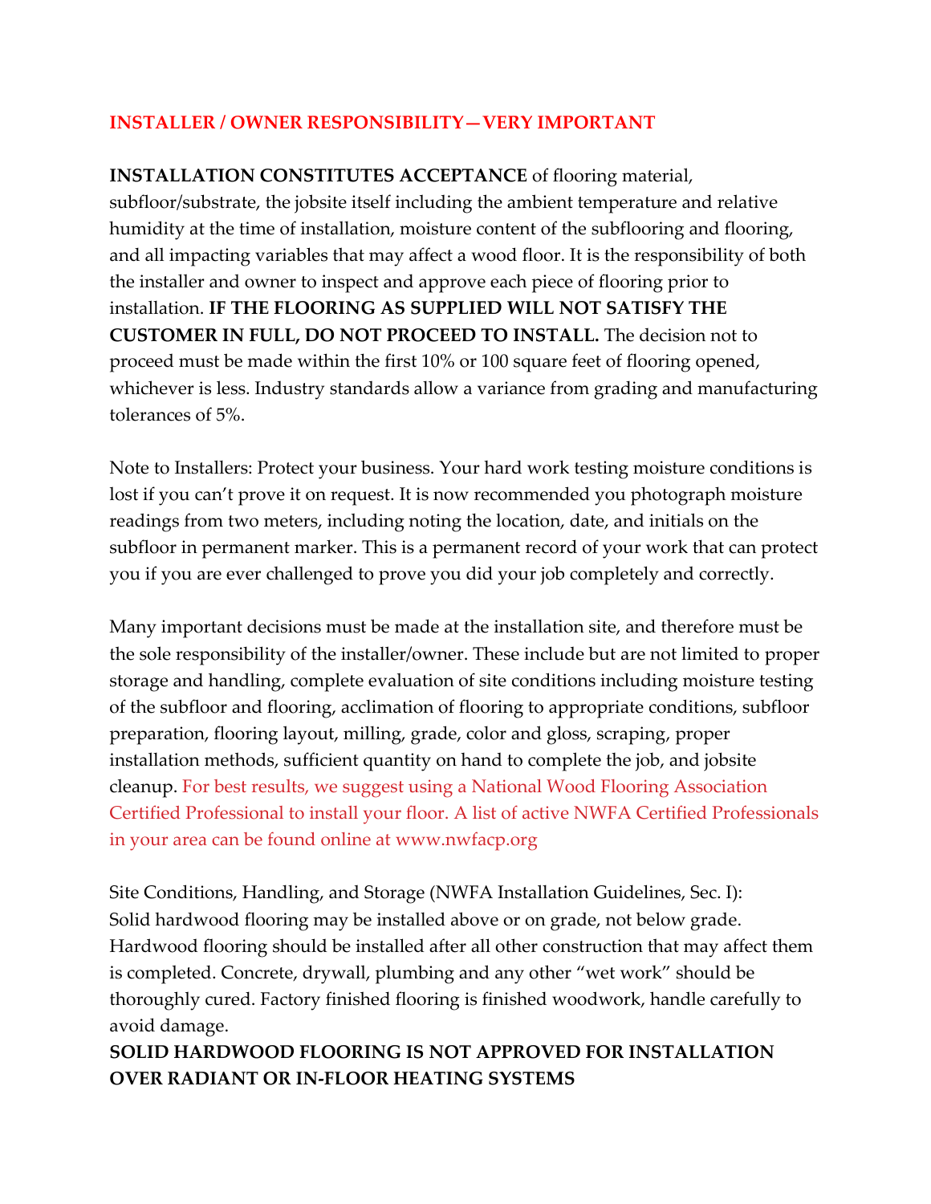## INSTALLER / OWNER RESPONSIBILITY—VERY IMPORTANT

**INSTALLATION CONSTITUTES ACCEPTANCE** of flooring material, subfloor/substrate, the jobsite itself including the ambient temperature and relative humidity at the time of installation, moisture content of the subflooring and flooring, and all impacting variables that may affect a wood floor. It is the responsibility of both the installer and owner to inspect and approve each piece of flooring prior to installation. **IF THE FLOORING AS SUPPLIED WILL NOT SATISFY THE CUSTOMER IN FULL, DO NOT PROCEED TO INSTALL.** The decision not to proceed must be made within the first 10% or 100 square feet of flooring opened, whichever is less. Industry standards allow a variance from grading and manufacturing tolerances of 5%.

Note to Installers: Protect your business. Your hard work testing moisture conditions is lost if you can't prove it on request. It is now recommended you photograph moisture readings from two meters, including noting the location, date, and initials on the subfloor in permanent marker. This is a permanent record of your work that can protect you if you are ever challenged to prove you did your job completely and correctly.

Many important decisions must be made at the installation site, and therefore must be the sole responsibility of the installer/owner. These include but are not limited to proper storage and handling, complete evaluation of site conditions including moisture testing of the subfloor and flooring, acclimation of flooring to appropriate conditions, subfloor preparation, flooring layout, milling, grade, color and gloss, scraping, proper installation methods, sufficient quantity on hand to complete the job, and jobsite cleanup. For best results, we suggest using a National Wood Flooring Association Certified Professional to install your floor. A list of active NWFA Certified Professionals in your area can be found online at www.nwfacp.org

Site Conditions, Handling, and Storage (NWFA Installation Guidelines, Sec. I):
Solid hardwood flooring may be installed above or on grade, not below grade. Hardwood flooring should be installed after all other construction that may affect them is completed. Concrete, drywall, plumbing and any other "wet work" should be thoroughly cured. Factory finished flooring is finished woodwork, handle carefully to avoid damage.

**SOLID HARDWOOD FLOORING IS NOT APPROVED FOR INSTALLATION OVER RADIANT OR IN-FLOOR HEATING SYSTEMS**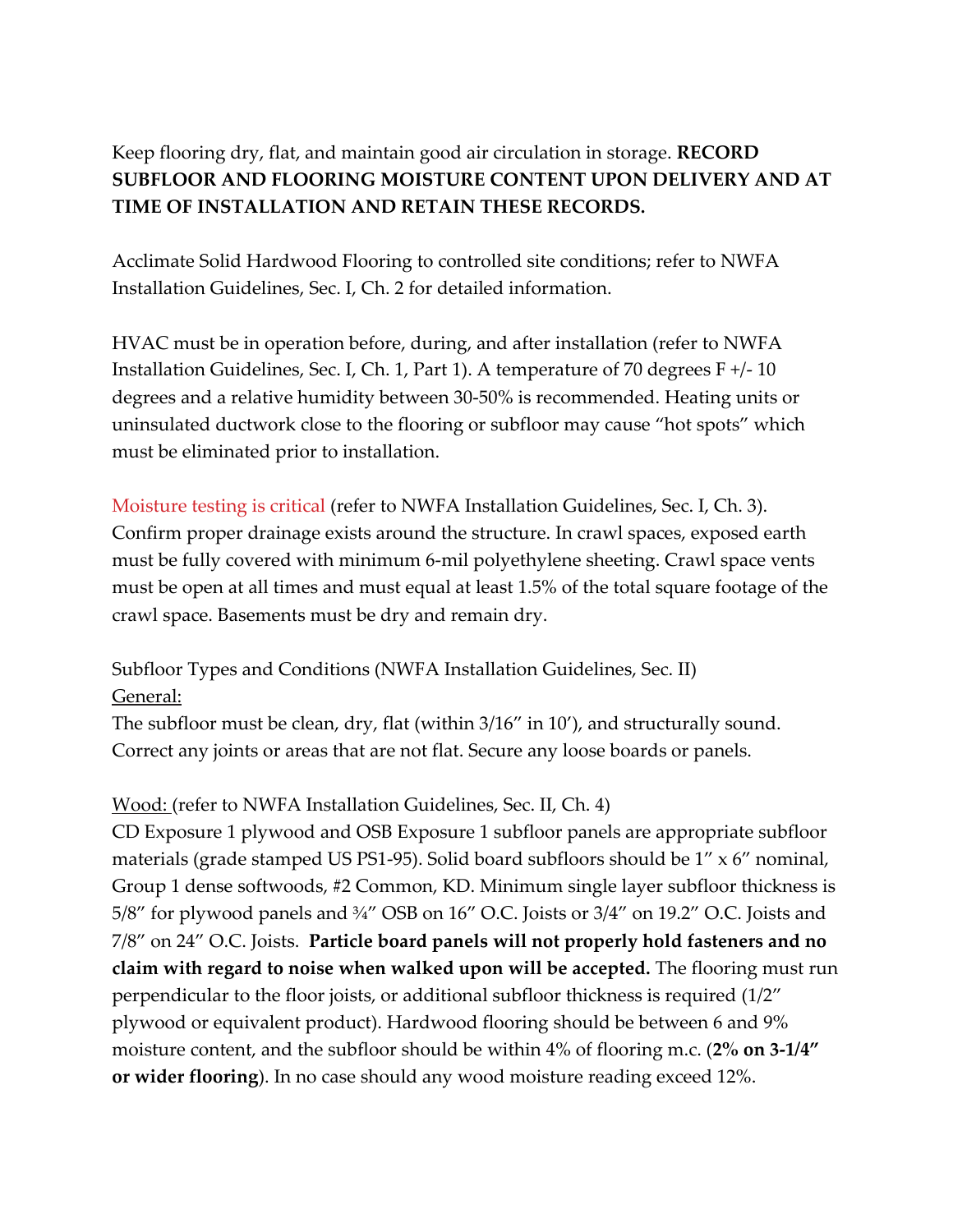Keep flooring dry, flat, and maintain good air circulation in storage. **RECORD SUBFLOOR AND FLOORING MOISTURE CONTENT UPON DELIVERY AND AT TIME OF INSTALLATION AND RETAIN THESE RECORDS.**

Acclimate Solid Hardwood Flooring to controlled site conditions; refer to NWFA Installation Guidelines, Sec. I, Ch. 2 for detailed information.

HVAC must be in operation before, during, and after installation (refer to NWFA Installation Guidelines, Sec. I, Ch. 1, Part 1). A temperature of 70 degrees F +/- 10 degrees and a relative humidity between 30-50% is recommended. Heating units or uninsulated ductwork close to the flooring or subfloor may cause "hot spots" which must be eliminated prior to installation.

Moisture testing is critical (refer to NWFA Installation Guidelines, Sec. I, Ch. 3). Confirm proper drainage exists around the structure. In crawl spaces, exposed earth must be fully covered with minimum 6-mil polyethylene sheeting. Crawl space vents must be open at all times and must equal at least 1.5% of the total square footage of the crawl space. Basements must be dry and remain dry.

Subfloor Types and Conditions (NWFA Installation Guidelines, Sec. II)

General:

The subfloor must be clean, dry, flat (within 3/16" in 10'), and structurally sound. Correct any joints or areas that are not flat. Secure any loose boards or panels.

Wood: (refer to NWFA Installation Guidelines, Sec. II, Ch. 4)

CD Exposure 1 plywood and OSB Exposure 1 subfloor panels are appropriate subfloor materials (grade stamped US PS1-95). Solid board subfloors should be 1" x 6" nominal, Group 1 dense softwoods, #2 Common, KD. Minimum single layer subfloor thickness is 5/8" for plywood panels and ¾" OSB on 16" O.C. Joists or 3/4" on 19.2" O.C. Joists and 7/8" on 24" O.C. Joists. **Particle board panels will not properly hold fasteners and no claim with regard to noise when walked upon will be accepted.** The flooring must run perpendicular to the floor joists, or additional subfloor thickness is required (1/2" plywood or equivalent product). Hardwood flooring should be between 6 and 9% moisture content, and the subfloor should be within 4% of flooring m.c. (**2% on 3-1/4" or wider flooring**). In no case should any wood moisture reading exceed 12%.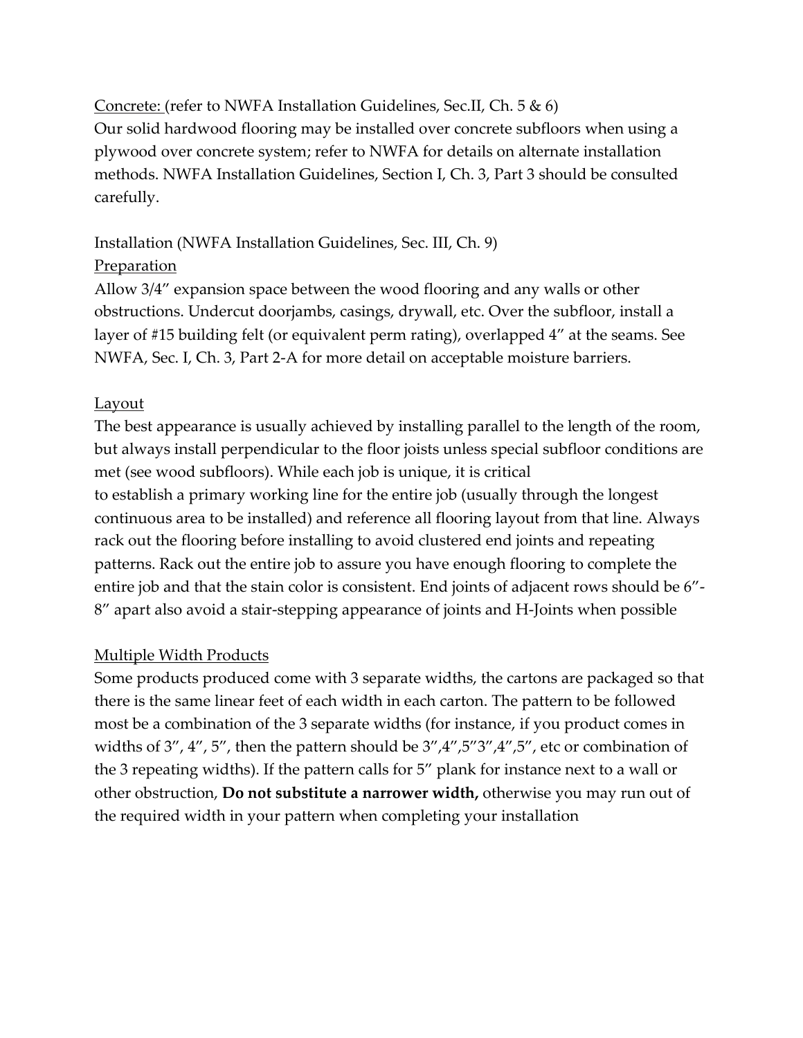Concrete: (refer to NWFA Installation Guidelines, Sec.II, Ch. 5 & 6)
Our solid hardwood flooring may be installed over concrete subfloors when using a plywood over concrete system; refer to NWFA for details on alternate installation methods. NWFA Installation Guidelines, Section I, Ch. 3, Part 3 should be consulted carefully.

Installation (NWFA Installation Guidelines, Sec. III, Ch. 9)

Preparation

Allow 3/4" expansion space between the wood flooring and any walls or other obstructions. Undercut doorjambs, casings, drywall, etc. Over the subfloor, install a layer of #15 building felt (or equivalent perm rating), overlapped 4" at the seams. See NWFA, Sec. I, Ch. 3, Part 2-A for more detail on acceptable moisture barriers.

Layout

The best appearance is usually achieved by installing parallel to the length of the room, but always install perpendicular to the floor joists unless special subfloor conditions are met (see wood subfloors). While each job is unique, it is critical to establish a primary working line for the entire job (usually through the longest continuous area to be installed) and reference all flooring layout from that line. Always rack out the flooring before installing to avoid clustered end joints and repeating patterns. Rack out the entire job to assure you have enough flooring to complete the entire job and that the stain color is consistent. End joints of adjacent rows should be 6"-8" apart also avoid a stair-stepping appearance of joints and H-Joints when possible

Multiple Width Products

Some products produced come with 3 separate widths, the cartons are packaged so that there is the same linear feet of each width in each carton. The pattern to be followed most be a combination of the 3 separate widths (for instance, if you product comes in widths of 3", 4", 5", then the pattern should be 3",4",5"3",4",5", etc or combination of the 3 repeating widths). If the pattern calls for 5" plank for instance next to a wall or other obstruction, **Do not substitute a narrower width,** otherwise you may run out of the required width in your pattern when completing your installation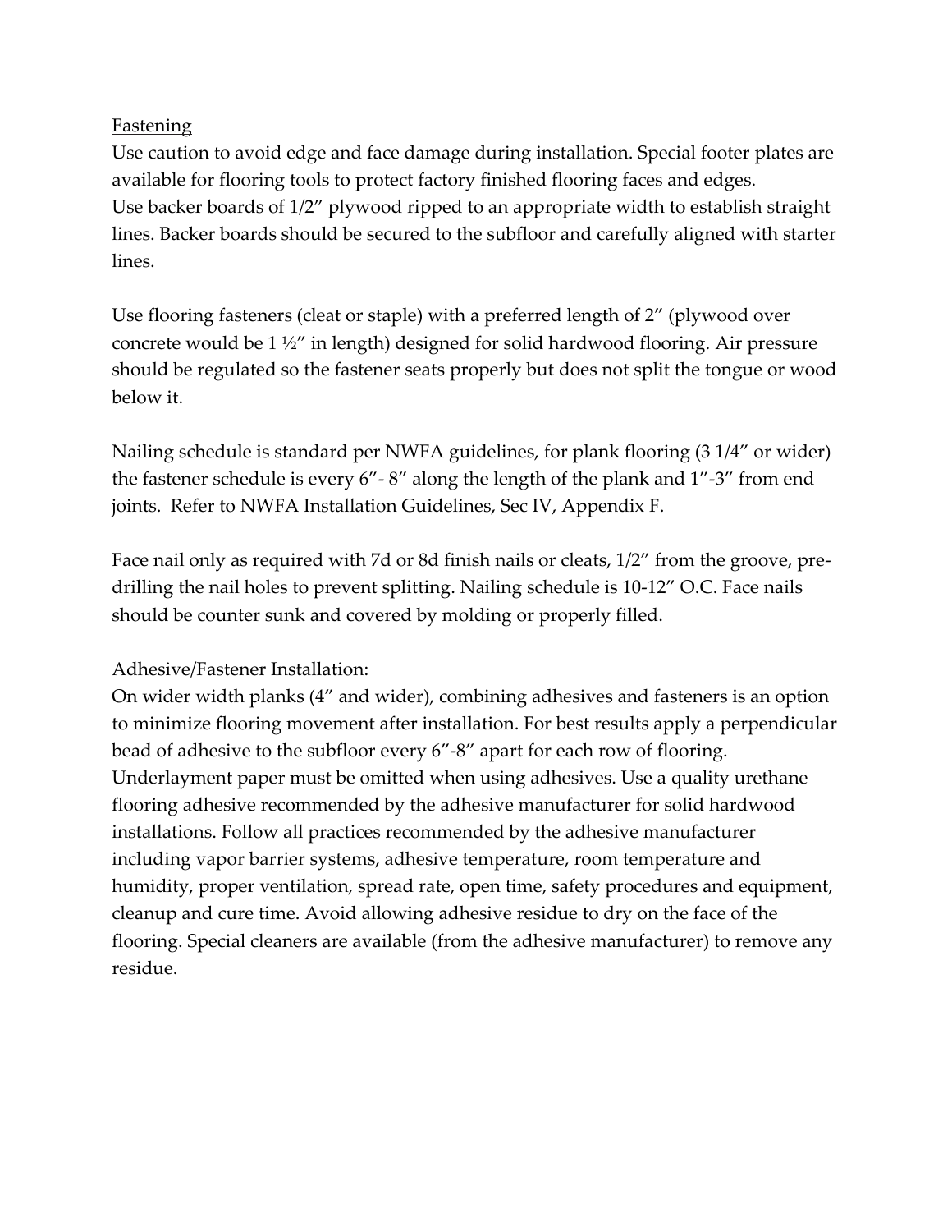Fastening

Use caution to avoid edge and face damage during installation. Special footer plates are available for flooring tools to protect factory finished flooring faces and edges.
Use backer boards of 1/2" plywood ripped to an appropriate width to establish straight lines. Backer boards should be secured to the subfloor and carefully aligned with starter lines.

Use flooring fasteners (cleat or staple) with a preferred length of 2" (plywood over concrete would be 1 ½" in length) designed for solid hardwood flooring. Air pressure should be regulated so the fastener seats properly but does not split the tongue or wood below it.

Nailing schedule is standard per NWFA guidelines, for plank flooring (3 1/4" or wider) the fastener schedule is every 6"- 8" along the length of the plank and 1"-3" from end joints. Refer to NWFA Installation Guidelines, Sec IV, Appendix F.

Face nail only as required with 7d or 8d finish nails or cleats, 1/2" from the groove, pre-drilling the nail holes to prevent splitting. Nailing schedule is 10-12" O.C. Face nails should be counter sunk and covered by molding or properly filled.

Adhesive/Fastener Installation:

On wider width planks (4" and wider), combining adhesives and fasteners is an option to minimize flooring movement after installation. For best results apply a perpendicular bead of adhesive to the subfloor every 6"-8" apart for each row of flooring. Underlayment paper must be omitted when using adhesives. Use a quality urethane flooring adhesive recommended by the adhesive manufacturer for solid hardwood installations. Follow all practices recommended by the adhesive manufacturer including vapor barrier systems, adhesive temperature, room temperature and humidity, proper ventilation, spread rate, open time, safety procedures and equipment, cleanup and cure time. Avoid allowing adhesive residue to dry on the face of the flooring. Special cleaners are available (from the adhesive manufacturer) to remove any residue.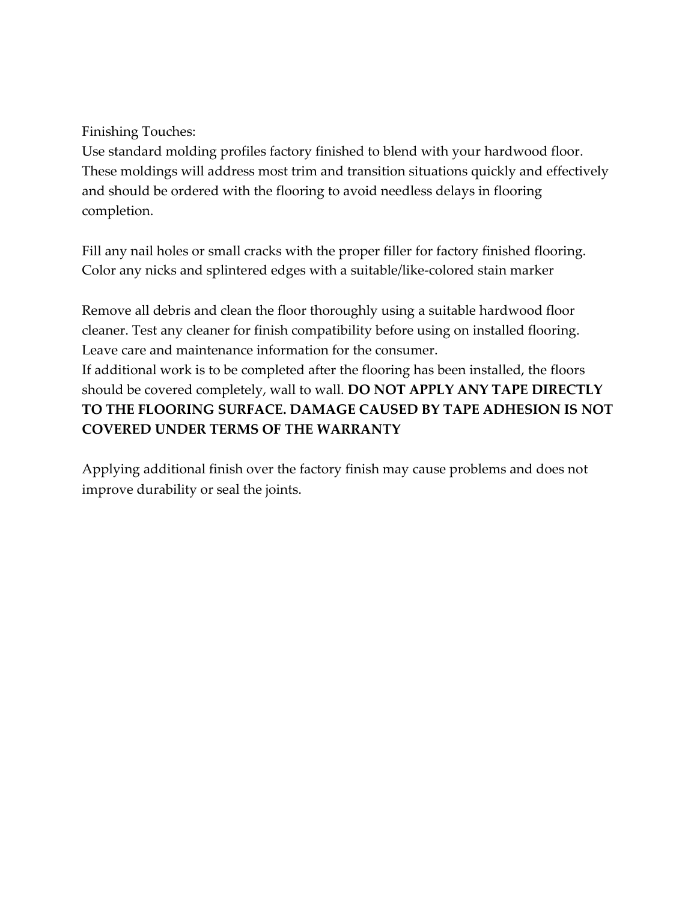Finishing Touches:

Use standard molding profiles factory finished to blend with your hardwood floor. These moldings will address most trim and transition situations quickly and effectively and should be ordered with the flooring to avoid needless delays in flooring completion.

Fill any nail holes or small cracks with the proper filler for factory finished flooring. Color any nicks and splintered edges with a suitable/like-colored stain marker

Remove all debris and clean the floor thoroughly using a suitable hardwood floor cleaner. Test any cleaner for finish compatibility before using on installed flooring. Leave care and maintenance information for the consumer.

If additional work is to be completed after the flooring has been installed, the floors should be covered completely, wall to wall. **DO NOT APPLY ANY TAPE DIRECTLY TO THE FLOORING SURFACE. DAMAGE CAUSED BY TAPE ADHESION IS NOT COVERED UNDER TERMS OF THE WARRANTY**

Applying additional finish over the factory finish may cause problems and does not improve durability or seal the joints.